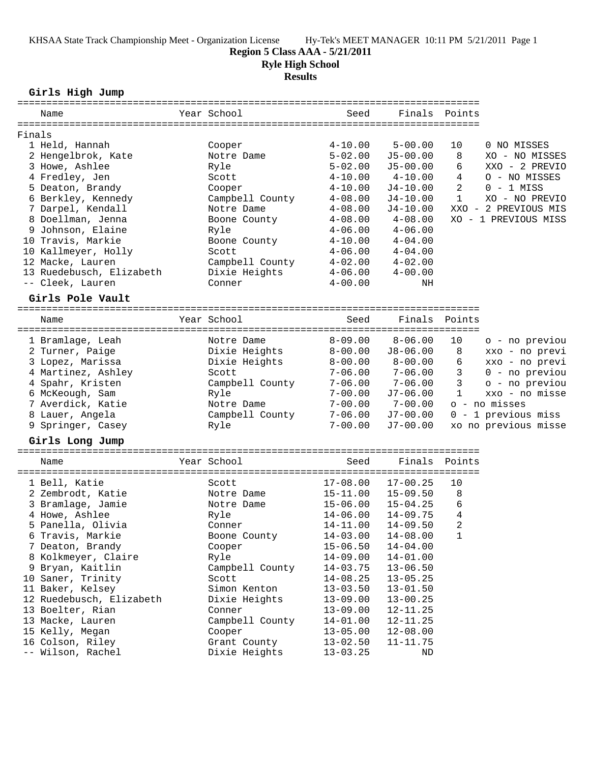KHSAA State Track Championship Meet - Organization License Hy-Tek's MEET MANAGER 10:11 PM 5/21/2011 Page 1

**Region 5 Class AAA - 5/21/2011**

**Ryle High School**

**Results**

## Girls High Jump

Finals

| Place | Name | Year | School | Seed | Finals | Points | |
|---|---|---|---|---|---|---|---|
| 1 | Held, Hannah | | Cooper | 4-10.00 | 5-00.00 | 10 | 0 NO MISSES |
| 2 | Hengelbrok, Kate | | Notre Dame | 5-02.00 | J5-00.00 | 8 | XO - NO MISSES |
| 3 | Howe, Ashlee | | Ryle | 5-02.00 | J5-00.00 | 6 | XXO - 2 PREVIO |
| 4 | Fredley, Jen | | Scott | 4-10.00 | 4-10.00 | 4 | O - NO MISSES |
| 5 | Deaton, Brandy | | Cooper | 4-10.00 | J4-10.00 | 2 | 0 - 1 MISS |
| 6 | Berkley, Kennedy | | Campbell County | 4-08.00 | J4-10.00 | 1 | XO - NO PREVIO |
| 7 | Darpel, Kendall | | Notre Dame | 4-08.00 | J4-10.00 | | XXO - 2 PREVIOUS MIS |
| 8 | Doellman, Jenna | | Boone County | 4-08.00 | 4-08.00 | | XO - 1 PREVIOUS MISS |
| 9 | Johnson, Elaine | | Ryle | 4-06.00 | 4-06.00 | | |
| 10 | Travis, Markie | | Boone County | 4-10.00 | 4-04.00 | | |
| 10 | Kallmeyer, Holly | | Scott | 4-06.00 | 4-04.00 | | |
| 12 | Macke, Lauren | | Campbell County | 4-02.00 | 4-02.00 | | |
| 13 | Ruedebusch, Elizabeth | | Dixie Heights | 4-06.00 | 4-00.00 | | |
| -- | Cleek, Lauren | | Conner | 4-00.00 | NH | | |

## Girls Pole Vault

| Place | Name | Year | School | Seed | Finals | Points | |
|---|---|---|---|---|---|---|---|
| 1 | Bramlage, Leah | | Notre Dame | 8-09.00 | 8-06.00 | 10 | o - no previou |
| 2 | Turner, Paige | | Dixie Heights | 8-00.00 | J8-06.00 | 8 | xxo - no previ |
| 3 | Lopez, Marissa | | Dixie Heights | 8-00.00 | 8-00.00 | 6 | xxo - no previ |
| 4 | Martinez, Ashley | | Scott | 7-06.00 | 7-06.00 | 3 | 0 - no previou |
| 4 | Spahr, Kristen | | Campbell County | 7-06.00 | 7-06.00 | 3 | o - no previou |
| 6 | McKeough, Sam | | Ryle | 7-00.00 | J7-06.00 | 1 | xxo - no misse |
| 7 | Averdick, Katie | | Notre Dame | 7-00.00 | 7-00.00 | | o - no misses |
| 8 | Lauer, Angela | | Campbell County | 7-06.00 | J7-00.00 | | 0 - 1 previous miss |
| 9 | Springer, Casey | | Ryle | 7-00.00 | J7-00.00 | | xo no previous misse |

## Girls Long Jump

| Place | Name | Year | School | Seed | Finals | Points |
|---|---|---|---|---|---|---|
| 1 | Bell, Katie | | Scott | 17-08.00 | 17-00.25 | 10 |
| 2 | Zembrodt, Katie | | Notre Dame | 15-11.00 | 15-09.50 | 8 |
| 3 | Bramlage, Jamie | | Notre Dame | 15-06.00 | 15-04.25 | 6 |
| 4 | Howe, Ashlee | | Ryle | 14-06.00 | 14-09.75 | 4 |
| 5 | Panella, Olivia | | Conner | 14-11.00 | 14-09.50 | 2 |
| 6 | Travis, Markie | | Boone County | 14-03.00 | 14-08.00 | 1 |
| 7 | Deaton, Brandy | | Cooper | 15-06.50 | 14-04.00 | |
| 8 | Kolkmeyer, Claire | | Ryle | 14-09.00 | 14-01.00 | |
| 9 | Bryan, Kaitlin | | Campbell County | 14-03.75 | 13-06.50 | |
| 10 | Saner, Trinity | | Scott | 14-08.25 | 13-05.25 | |
| 11 | Baker, Kelsey | | Simon Kenton | 13-03.50 | 13-01.50 | |
| 12 | Ruedebusch, Elizabeth | | Dixie Heights | 13-09.00 | 13-00.25 | |
| 13 | Boelter, Rian | | Conner | 13-09.00 | 12-11.25 | |
| 13 | Macke, Lauren | | Campbell County | 14-01.00 | 12-11.25 | |
| 15 | Kelly, Megan | | Cooper | 13-05.00 | 12-08.00 | |
| 16 | Colson, Riley | | Grant County | 13-02.50 | 11-11.75 | |
| -- | Wilson, Rachel | | Dixie Heights | 13-03.25 | ND | |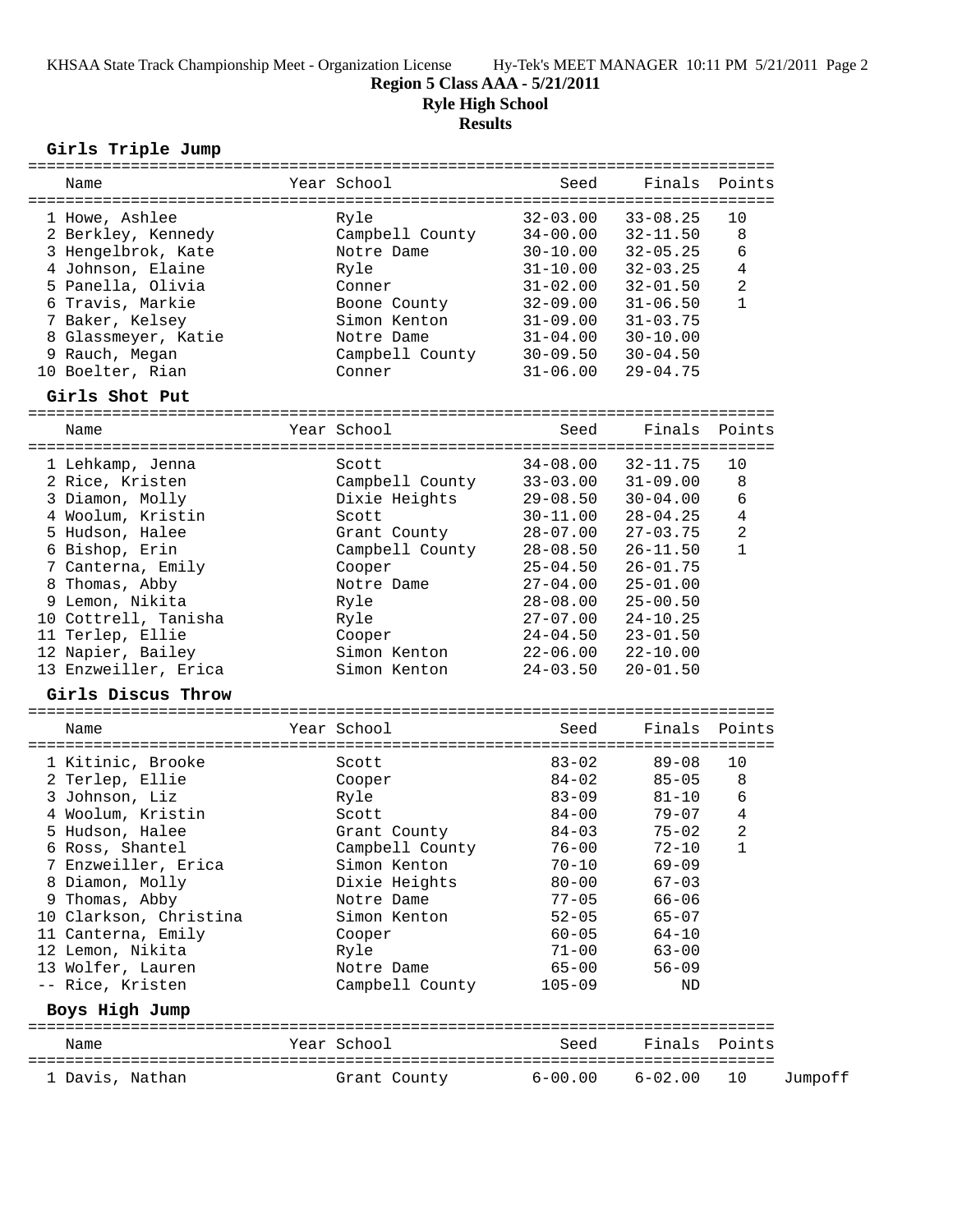**Region 5 Class AAA - 5/21/2011**

**Ryle High School**

**Results**

### Girls Triple Jump

| | Name | Year | School | Seed | Finals | Points |
|---|---|---|---|---|---|---|
| 1 | Howe, Ashlee | | Ryle | 32-03.00 | 33-08.25 | 10 |
| 2 | Berkley, Kennedy | | Campbell County | 34-00.00 | 32-11.50 | 8 |
| 3 | Hengelbrok, Kate | | Notre Dame | 30-10.00 | 32-05.25 | 6 |
| 4 | Johnson, Elaine | | Ryle | 31-10.00 | 32-03.25 | 4 |
| 5 | Panella, Olivia | | Conner | 31-02.00 | 32-01.50 | 2 |
| 6 | Travis, Markie | | Boone County | 32-09.00 | 31-06.50 | 1 |
| 7 | Baker, Kelsey | | Simon Kenton | 31-09.00 | 31-03.75 | |
| 8 | Glassmeyer, Katie | | Notre Dame | 31-04.00 | 30-10.00 | |
| 9 | Rauch, Megan | | Campbell County | 30-09.50 | 30-04.50 | |
| 10 | Boelter, Rian | | Conner | 31-06.00 | 29-04.75 | |

### Girls Shot Put

| | Name | Year | School | Seed | Finals | Points |
|---|---|---|---|---|---|---|
| 1 | Lehkamp, Jenna | | Scott | 34-08.00 | 32-11.75 | 10 |
| 2 | Rice, Kristen | | Campbell County | 33-03.00 | 31-09.00 | 8 |
| 3 | Diamon, Molly | | Dixie Heights | 29-08.50 | 30-04.00 | 6 |
| 4 | Woolum, Kristin | | Scott | 30-11.00 | 28-04.25 | 4 |
| 5 | Hudson, Halee | | Grant County | 28-07.00 | 27-03.75 | 2 |
| 6 | Bishop, Erin | | Campbell County | 28-08.50 | 26-11.50 | 1 |
| 7 | Canterna, Emily | | Cooper | 25-04.50 | 26-01.75 | |
| 8 | Thomas, Abby | | Notre Dame | 27-04.00 | 25-01.00 | |
| 9 | Lemon, Nikita | | Ryle | 28-08.00 | 25-00.50 | |
| 10 | Cottrell, Tanisha | | Ryle | 27-07.00 | 24-10.25 | |
| 11 | Terlep, Ellie | | Cooper | 24-04.50 | 23-01.50 | |
| 12 | Napier, Bailey | | Simon Kenton | 22-06.00 | 22-10.00 | |
| 13 | Enzweiller, Erica | | Simon Kenton | 24-03.50 | 20-01.50 | |

### Girls Discus Throw

| | Name | Year | School | Seed | Finals | Points |
|---|---|---|---|---|---|---|
| 1 | Kitinic, Brooke | | Scott | 83-02 | 89-08 | 10 |
| 2 | Terlep, Ellie | | Cooper | 84-02 | 85-05 | 8 |
| 3 | Johnson, Liz | | Ryle | 83-09 | 81-10 | 6 |
| 4 | Woolum, Kristin | | Scott | 84-00 | 79-07 | 4 |
| 5 | Hudson, Halee | | Grant County | 84-03 | 75-02 | 2 |
| 6 | Ross, Shantel | | Campbell County | 76-00 | 72-10 | 1 |
| 7 | Enzweiller, Erica | | Simon Kenton | 70-10 | 69-09 | |
| 8 | Diamon, Molly | | Dixie Heights | 80-00 | 67-03 | |
| 9 | Thomas, Abby | | Notre Dame | 77-05 | 66-06 | |
| 10 | Clarkson, Christina | | Simon Kenton | 52-05 | 65-07 | |
| 11 | Canterna, Emily | | Cooper | 60-05 | 64-10 | |
| 12 | Lemon, Nikita | | Ryle | 71-00 | 63-00 | |
| 13 | Wolfer, Lauren | | Notre Dame | 65-00 | 56-09 | |
| -- | Rice, Kristen | | Campbell County | 105-09 | ND | |

### Boys High Jump

| | Name | Year | School | Seed | Finals | Points | |
|---|---|---|---|---|---|---|---|
| 1 | Davis, Nathan | | Grant County | 6-00.00 | 6-02.00 | 10 | Jumpoff |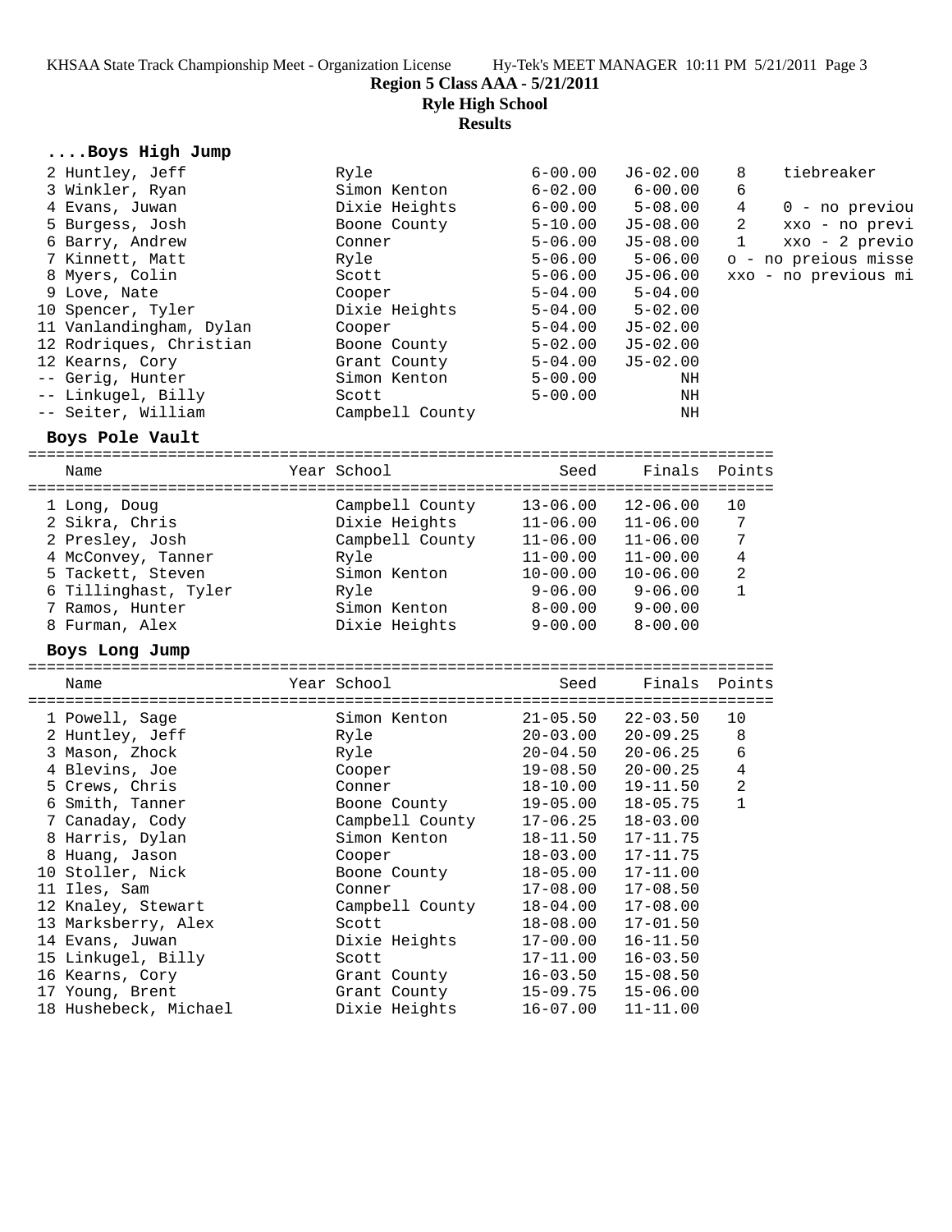**Region 5 Class AAA - 5/21/2011**
**Ryle High School**
**Results**

### ....Boys High Jump

| Place | Name | Year | School | Seed | Finals | Points | Notes |
|---|---|---|---|---|---|---|---|
| 2 | Huntley, Jeff | | Ryle | 6-00.00 | J6-02.00 | 8 | tiebreaker |
| 3 | Winkler, Ryan | | Simon Kenton | 6-02.00 | 6-00.00 | 6 | |
| 4 | Evans, Juwan | | Dixie Heights | 6-00.00 | 5-08.00 | 4 | 0 - no previou |
| 5 | Burgess, Josh | | Boone County | 5-10.00 | J5-08.00 | 2 | xxo - no previ |
| 6 | Barry, Andrew | | Conner | 5-06.00 | J5-08.00 | 1 | xxo - 2 previo |
| 7 | Kinnett, Matt | | Ryle | 5-06.00 | 5-06.00 | | o - no preious misse |
| 8 | Myers, Colin | | Scott | 5-06.00 | J5-06.00 | | xxo - no previous mi |
| 9 | Love, Nate | | Cooper | 5-04.00 | 5-04.00 | | |
| 10 | Spencer, Tyler | | Dixie Heights | 5-04.00 | 5-02.00 | | |
| 11 | Vanlandingham, Dylan | | Cooper | 5-04.00 | J5-02.00 | | |
| 12 | Rodriques, Christian | | Boone County | 5-02.00 | J5-02.00 | | |
| 12 | Kearns, Cory | | Grant County | 5-04.00 | J5-02.00 | | |
| -- | Gerig, Hunter | | Simon Kenton | 5-00.00 | NH | | |
| -- | Linkugel, Billy | | Scott | 5-00.00 | NH | | |
| -- | Seiter, William | | Campbell County | | NH | | |

### Boys Pole Vault

| Place | Name | Year | School | Seed | Finals | Points |
|---|---|---|---|---|---|---|
| 1 | Long, Doug | | Campbell County | 13-06.00 | 12-06.00 | 10 |
| 2 | Sikra, Chris | | Dixie Heights | 11-06.00 | 11-06.00 | 7 |
| 2 | Presley, Josh | | Campbell County | 11-06.00 | 11-06.00 | 7 |
| 4 | McConvey, Tanner | | Ryle | 11-00.00 | 11-00.00 | 4 |
| 5 | Tackett, Steven | | Simon Kenton | 10-00.00 | 10-06.00 | 2 |
| 6 | Tillinghast, Tyler | | Ryle | 9-06.00 | 9-06.00 | 1 |
| 7 | Ramos, Hunter | | Simon Kenton | 8-00.00 | 9-00.00 | |
| 8 | Furman, Alex | | Dixie Heights | 9-00.00 | 8-00.00 | |

### Boys Long Jump

| Place | Name | Year | School | Seed | Finals | Points |
|---|---|---|---|---|---|---|
| 1 | Powell, Sage | | Simon Kenton | 21-05.50 | 22-03.50 | 10 |
| 2 | Huntley, Jeff | | Ryle | 20-03.00 | 20-09.25 | 8 |
| 3 | Mason, Zhock | | Ryle | 20-04.50 | 20-06.25 | 6 |
| 4 | Blevins, Joe | | Cooper | 19-08.50 | 20-00.25 | 4 |
| 5 | Crews, Chris | | Conner | 18-10.00 | 19-11.50 | 2 |
| 6 | Smith, Tanner | | Boone County | 19-05.00 | 18-05.75 | 1 |
| 7 | Canaday, Cody | | Campbell County | 17-06.25 | 18-03.00 | |
| 8 | Harris, Dylan | | Simon Kenton | 18-11.50 | 17-11.75 | |
| 8 | Huang, Jason | | Cooper | 18-03.00 | 17-11.75 | |
| 10 | Stoller, Nick | | Boone County | 18-05.00 | 17-11.00 | |
| 11 | Iles, Sam | | Conner | 17-08.00 | 17-08.50 | |
| 12 | Knaley, Stewart | | Campbell County | 18-04.00 | 17-08.00 | |
| 13 | Marksberry, Alex | | Scott | 18-08.00 | 17-01.50 | |
| 14 | Evans, Juwan | | Dixie Heights | 17-00.00 | 16-11.50 | |
| 15 | Linkugel, Billy | | Scott | 17-11.00 | 16-03.50 | |
| 16 | Kearns, Cory | | Grant County | 16-03.50 | 15-08.50 | |
| 17 | Young, Brent | | Grant County | 15-09.75 | 15-06.00 | |
| 18 | Hushebeck, Michael | | Dixie Heights | 16-07.00 | 11-11.00 | |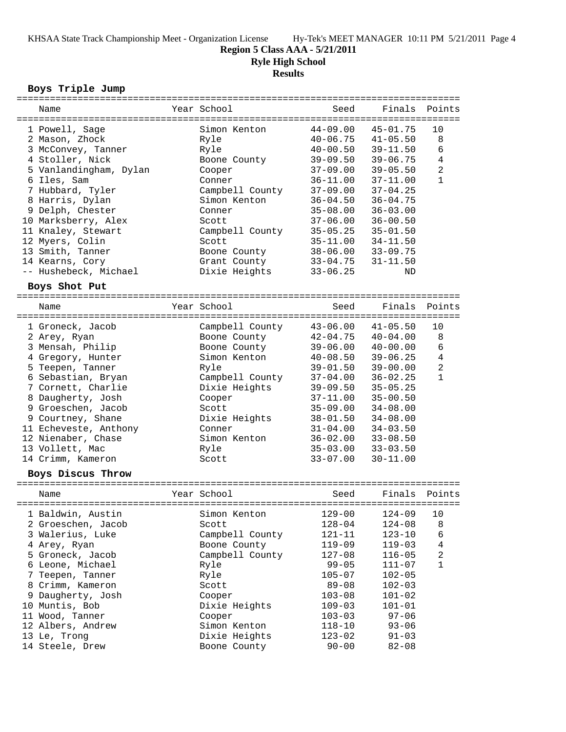**Region 5 Class AAA - 5/21/2011**

**Ryle High School**

**Results**

### Boys Triple Jump

| | Name | Year | School | Seed | Finals | Points |
|---|---|---|---|---|---|---|
| 1 | Powell, Sage | | Simon Kenton | 44-09.00 | 45-01.75 | 10 |
| 2 | Mason, Zhock | | Ryle | 40-06.75 | 41-05.50 | 8 |
| 3 | McConvey, Tanner | | Ryle | 40-00.50 | 39-11.50 | 6 |
| 4 | Stoller, Nick | | Boone County | 39-09.50 | 39-06.75 | 4 |
| 5 | Vanlandingham, Dylan | | Cooper | 37-09.00 | 39-05.50 | 2 |
| 6 | Iles, Sam | | Conner | 36-11.00 | 37-11.00 | 1 |
| 7 | Hubbard, Tyler | | Campbell County | 37-09.00 | 37-04.25 | |
| 8 | Harris, Dylan | | Simon Kenton | 36-04.50 | 36-04.75 | |
| 9 | Delph, Chester | | Conner | 35-08.00 | 36-03.00 | |
| 10 | Marksberry, Alex | | Scott | 37-06.00 | 36-00.50 | |
| 11 | Knaley, Stewart | | Campbell County | 35-05.25 | 35-01.50 | |
| 12 | Myers, Colin | | Scott | 35-11.00 | 34-11.50 | |
| 13 | Smith, Tanner | | Boone County | 38-06.00 | 33-09.75 | |
| 14 | Kearns, Cory | | Grant County | 33-04.75 | 31-11.50 | |
| -- | Hushebeck, Michael | | Dixie Heights | 33-06.25 | ND | |

### Boys Shot Put

| | Name | Year | School | Seed | Finals | Points |
|---|---|---|---|---|---|---|
| 1 | Groneck, Jacob | | Campbell County | 43-06.00 | 41-05.50 | 10 |
| 2 | Arey, Ryan | | Boone County | 42-04.75 | 40-04.00 | 8 |
| 3 | Mensah, Philip | | Boone County | 39-06.00 | 40-00.00 | 6 |
| 4 | Gregory, Hunter | | Simon Kenton | 40-08.50 | 39-06.25 | 4 |
| 5 | Teepen, Tanner | | Ryle | 39-01.50 | 39-00.00 | 2 |
| 6 | Sebastian, Bryan | | Campbell County | 37-04.00 | 36-02.25 | 1 |
| 7 | Cornett, Charlie | | Dixie Heights | 39-09.50 | 35-05.25 | |
| 8 | Daugherty, Josh | | Cooper | 37-11.00 | 35-00.50 | |
| 9 | Groeschen, Jacob | | Scott | 35-09.00 | 34-08.00 | |
| 9 | Courtney, Shane | | Dixie Heights | 38-01.50 | 34-08.00 | |
| 11 | Echeveste, Anthony | | Conner | 31-04.00 | 34-03.50 | |
| 12 | Nienaber, Chase | | Simon Kenton | 36-02.00 | 33-08.50 | |
| 13 | Vollett, Mac | | Ryle | 35-03.00 | 33-03.50 | |
| 14 | Crimm, Kameron | | Scott | 33-07.00 | 30-11.00 | |

### Boys Discus Throw

| | Name | Year | School | Seed | Finals | Points |
|---|---|---|---|---|---|---|
| 1 | Baldwin, Austin | | Simon Kenton | 129-00 | 124-09 | 10 |
| 2 | Groeschen, Jacob | | Scott | 128-04 | 124-08 | 8 |
| 3 | Walerius, Luke | | Campbell County | 121-11 | 123-10 | 6 |
| 4 | Arey, Ryan | | Boone County | 119-09 | 119-03 | 4 |
| 5 | Groneck, Jacob | | Campbell County | 127-08 | 116-05 | 2 |
| 6 | Leone, Michael | | Ryle | 99-05 | 111-07 | 1 |
| 7 | Teepen, Tanner | | Ryle | 105-07 | 102-05 | |
| 8 | Crimm, Kameron | | Scott | 89-08 | 102-03 | |
| 9 | Daugherty, Josh | | Cooper | 103-08 | 101-02 | |
| 10 | Muntis, Bob | | Dixie Heights | 109-03 | 101-01 | |
| 11 | Wood, Tanner | | Cooper | 103-03 | 97-06 | |
| 12 | Albers, Andrew | | Simon Kenton | 118-10 | 93-06 | |
| 13 | Le, Trong | | Dixie Heights | 123-02 | 91-03 | |
| 14 | Steele, Drew | | Boone County | 90-00 | 82-08 | |